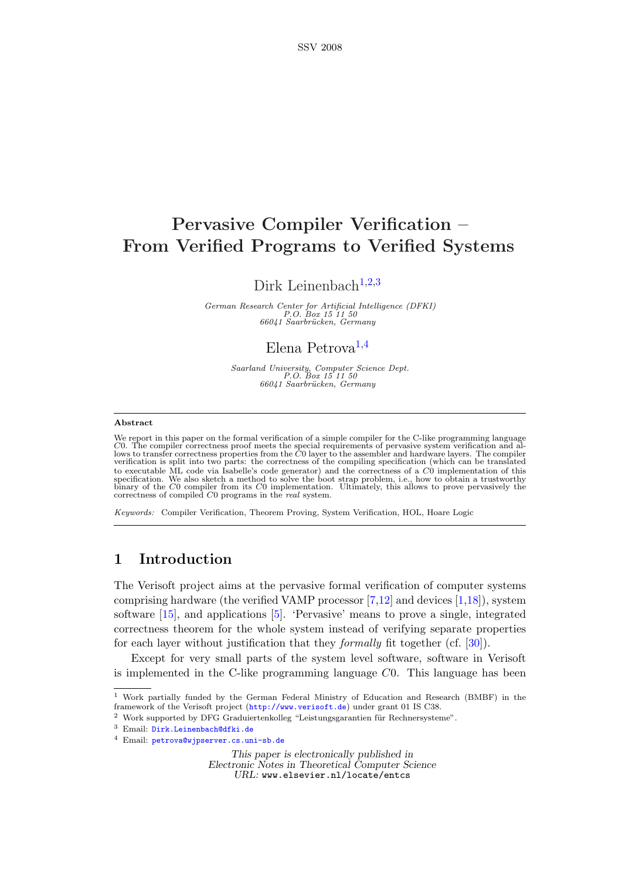# Pervasive Compiler Verification – From Verified Programs to Verified Systems

Dirk Leinenbach[1,2,3]

*German Research Center for Artificial Intelligence (DFKI)*
*P.O. Box 15 11 50*
*66041 Saarbrücken, Germany*

Elena Petrova[1,4]

*Saarland University, Computer Science Dept.*
*P.O. Box 15 11 50*
*66041 Saarbrücken, Germany*

---

**Abstract**

We report in this paper on the formal verification of a simple compiler for the C-like programming language $C0$. The compiler correctness proof meets the special requirements of pervasive system verification and allows to transfer correctness properties from the $C0$ layer to the assembler and hardware layers. The compiler verification is split into two parts: the correctness of the compiling specification (which can be translated to executable ML code via Isabelle's code generator) and the correctness of a $C0$ implementation of this specification. We also sketch a method to solve the boot strap problem, i.e., how to obtain a trustworthy binary of the $C0$ compiler from its $C0$ implementation. Ultimately, this allows to prove pervasively the correctness of compiled $C0$ programs in the *real* system.

*Keywords:* Compiler Verification, Theorem Proving, System Verification, HOL, Hoare Logic

---

## 1 Introduction

The Verisoft project aims at the pervasive formal verification of computer systems comprising hardware (the verified VAMP processor [7,12] and devices [1,18]), system software [15], and applications [5]. 'Pervasive' means to prove a single, integrated correctness theorem for the whole system instead of verifying separate properties for each layer without justification that they *formally* fit together (cf. [30]).

Except for very small parts of the system level software, software in Verisoft is implemented in the C-like programming language $C0$. This language has been

[1] Work partially funded by the German Federal Ministry of Education and Research (BMBF) in the framework of the Verisoft project (http://www.verisoft.de) under grant 01 IS C38.

[2] Work supported by DFG Graduiertenkolleg "Leistungsgarantien für Rechnersysteme".

[3] Email: Dirk.Leinenbach@dfki.de

[4] Email: petrova@wjpserver.cs.uni-sb.de

*This paper is electronically published in*
*Electronic Notes in Theoretical Computer Science*
*URL:* www.elsevier.nl/locate/entcs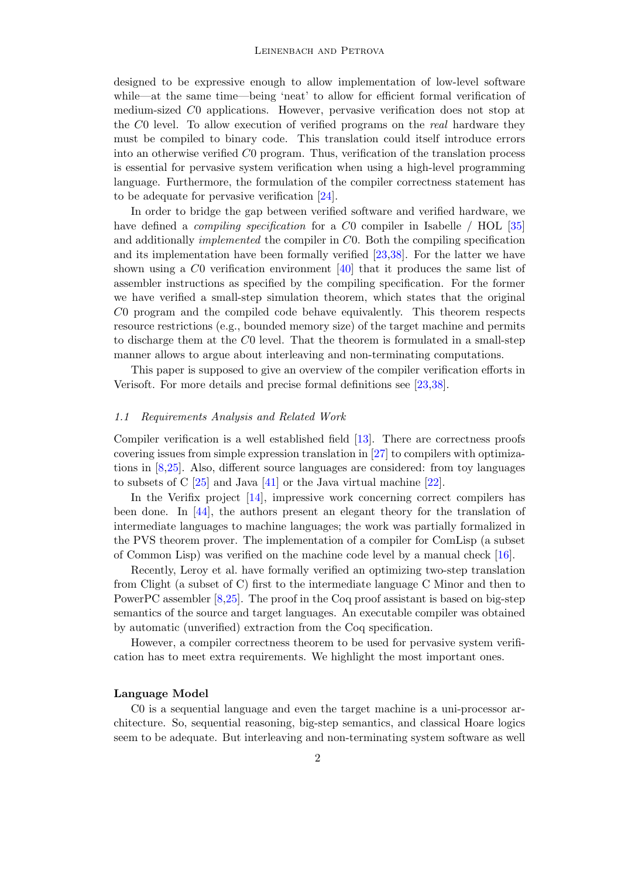designed to be expressive enough to allow implementation of low-level software while—at the same time—being 'neat' to allow for efficient formal verification of medium-sized $C0$ applications. However, pervasive verification does not stop at the $C0$ level. To allow execution of verified programs on the *real* hardware they must be compiled to binary code. This translation could itself introduce errors into an otherwise verified $C0$ program. Thus, verification of the translation process is essential for pervasive system verification when using a high-level programming language. Furthermore, the formulation of the compiler correctness statement has to be adequate for pervasive verification [24].

In order to bridge the gap between verified software and verified hardware, we have defined a *compiling specification* for a $C0$ compiler in Isabelle / HOL [35] and additionally *implemented* the compiler in $C0$. Both the compiling specification and its implementation have been formally verified [23,38]. For the latter we have shown using a $C0$ verification environment [40] that it produces the same list of assembler instructions as specified by the compiling specification. For the former we have verified a small-step simulation theorem, which states that the original $C0$ program and the compiled code behave equivalently. This theorem respects resource restrictions (e.g., bounded memory size) of the target machine and permits to discharge them at the $C0$ level. That the theorem is formulated in a small-step manner allows to argue about interleaving and non-terminating computations.

This paper is supposed to give an overview of the compiler verification efforts in Verisoft. For more details and precise formal definitions see [23,38].

### 1.1 Requirements Analysis and Related Work

Compiler verification is a well established field [13]. There are correctness proofs covering issues from simple expression translation in [27] to compilers with optimizations in [8,25]. Also, different source languages are considered: from toy languages to subsets of C [25] and Java [41] or the Java virtual machine [22].

In the Verifix project [14], impressive work concerning correct compilers has been done. In [44], the authors present an elegant theory for the translation of intermediate languages to machine languages; the work was partially formalized in the PVS theorem prover. The implementation of a compiler for ComLisp (a subset of Common Lisp) was verified on the machine code level by a manual check [16].

Recently, Leroy et al. have formally verified an optimizing two-step translation from Clight (a subset of C) first to the intermediate language C Minor and then to PowerPC assembler [8,25]. The proof in the Coq proof assistant is based on big-step semantics of the source and target languages. An executable compiler was obtained by automatic (unverified) extraction from the Coq specification.

However, a compiler correctness theorem to be used for pervasive system verification has to meet extra requirements. We highlight the most important ones.

**Language Model**

C0 is a sequential language and even the target machine is a uni-processor architecture. So, sequential reasoning, big-step semantics, and classical Hoare logics seem to be adequate. But interleaving and non-terminating system software as well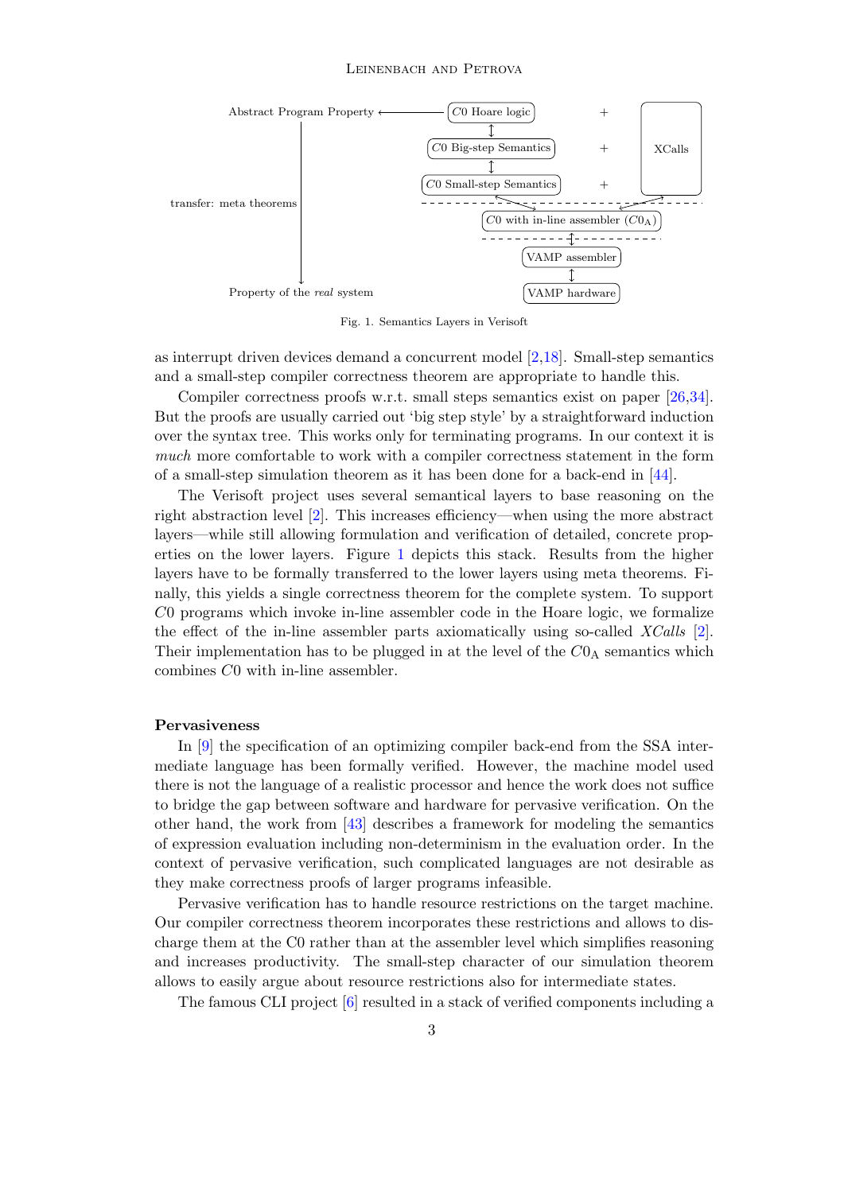Abstract Program Property ← C0 Hoare logic + XCalls

C0 Big-step Semantics +

C0 Small-step Semantics +

transfer: meta theorems

C0 with in-line assembler ($C0_{\mathrm{A}}$)

VAMP assembler

Property of the *real* system ← VAMP hardware

Fig. 1. Semantics Layers in Verisoft

as interrupt driven devices demand a concurrent model [2,18]. Small-step semantics and a small-step compiler correctness theorem are appropriate to handle this.

Compiler correctness proofs w.r.t. small steps semantics exist on paper [26,34]. But the proofs are usually carried out 'big step style' by a straightforward induction over the syntax tree. This works only for terminating programs. In our context it is *much* more comfortable to work with a compiler correctness statement in the form of a small-step simulation theorem as it has been done for a back-end in [44].

The Verisoft project uses several semantical layers to base reasoning on the right abstraction level [2]. This increases efficiency—when using the more abstract layers—while still allowing formulation and verification of detailed, concrete properties on the lower layers. Figure 1 depicts this stack. Results from the higher layers have to be formally transferred to the lower layers using meta theorems. Finally, this yields a single correctness theorem for the complete system. To support $C0$ programs which invoke in-line assembler code in the Hoare logic, we formalize the effect of the in-line assembler parts axiomatically using so-called *XCalls* [2]. Their implementation has to be plugged in at the level of the $C0_{\mathrm{A}}$ semantics which combines $C0$ with in-line assembler.

**Pervasiveness**

In [9] the specification of an optimizing compiler back-end from the SSA intermediate language has been formally verified. However, the machine model used there is not the language of a realistic processor and hence the work does not suffice to bridge the gap between software and hardware for pervasive verification. On the other hand, the work from [43] describes a framework for modeling the semantics of expression evaluation including non-determinism in the evaluation order. In the context of pervasive verification, such complicated languages are not desirable as they make correctness proofs of larger programs infeasible.

Pervasive verification has to handle resource restrictions on the target machine. Our compiler correctness theorem incorporates these restrictions and allows to discharge them at the C0 rather than at the assembler level which simplifies reasoning and increases productivity. The small-step character of our simulation theorem allows to easily argue about resource restrictions also for intermediate states.

The famous CLI project [6] resulted in a stack of verified components including a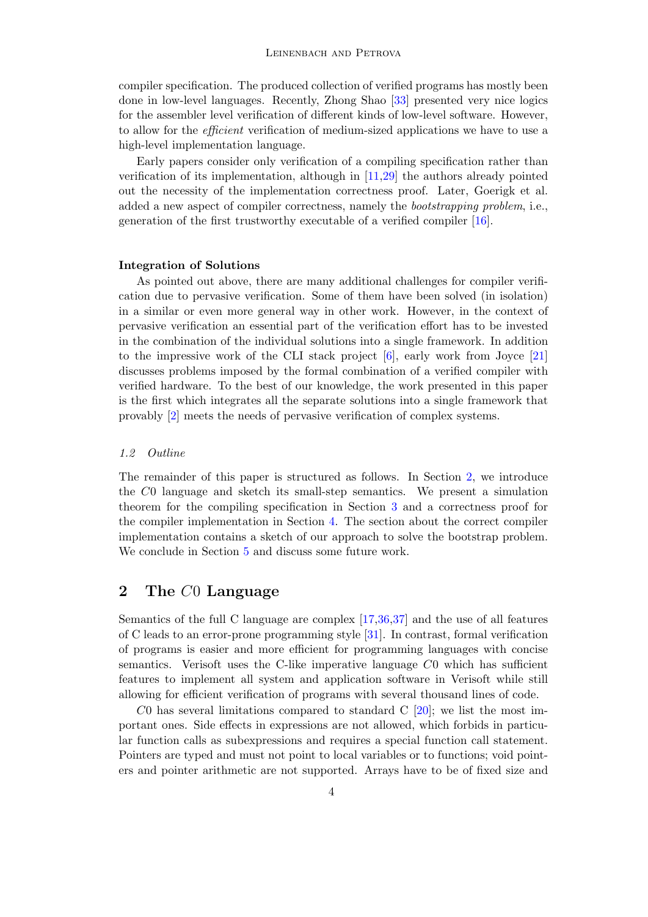compiler specification. The produced collection of verified programs has mostly been done in low-level languages. Recently, Zhong Shao [33] presented very nice logics for the assembler level verification of different kinds of low-level software. However, to allow for the *efficient* verification of medium-sized applications we have to use a high-level implementation language.

Early papers consider only verification of a compiling specification rather than verification of its implementation, although in [11,29] the authors already pointed out the necessity of the implementation correctness proof. Later, Goerigk et al. added a new aspect of compiler correctness, namely the *bootstrapping problem*, i.e., generation of the first trustworthy executable of a verified compiler [16].

**Integration of Solutions**

As pointed out above, there are many additional challenges for compiler verification due to pervasive verification. Some of them have been solved (in isolation) in a similar or even more general way in other work. However, in the context of pervasive verification an essential part of the verification effort has to be invested in the combination of the individual solutions into a single framework. In addition to the impressive work of the CLI stack project [6], early work from Joyce [21] discusses problems imposed by the formal combination of a verified compiler with verified hardware. To the best of our knowledge, the work presented in this paper is the first which integrates all the separate solutions into a single framework that provably [2] meets the needs of pervasive verification of complex systems.

### *1.2 Outline*

The remainder of this paper is structured as follows. In Section 2, we introduce the $C0$ language and sketch its small-step semantics. We present a simulation theorem for the compiling specification in Section 3 and a correctness proof for the compiler implementation in Section 4. The section about the correct compiler implementation contains a sketch of our approach to solve the bootstrap problem. We conclude in Section 5 and discuss some future work.

## 2 The $C0$ Language

Semantics of the full C language are complex [17,36,37] and the use of all features of C leads to an error-prone programming style [31]. In contrast, formal verification of programs is easier and more efficient for programming languages with concise semantics. Verisoft uses the C-like imperative language $C0$ which has sufficient features to implement all system and application software in Verisoft while still allowing for efficient verification of programs with several thousand lines of code.

$C0$ has several limitations compared to standard C [20]; we list the most important ones. Side effects in expressions are not allowed, which forbids in particular function calls as subexpressions and requires a special function call statement. Pointers are typed and must not point to local variables or to functions; void pointers and pointer arithmetic are not supported. Arrays have to be of fixed size and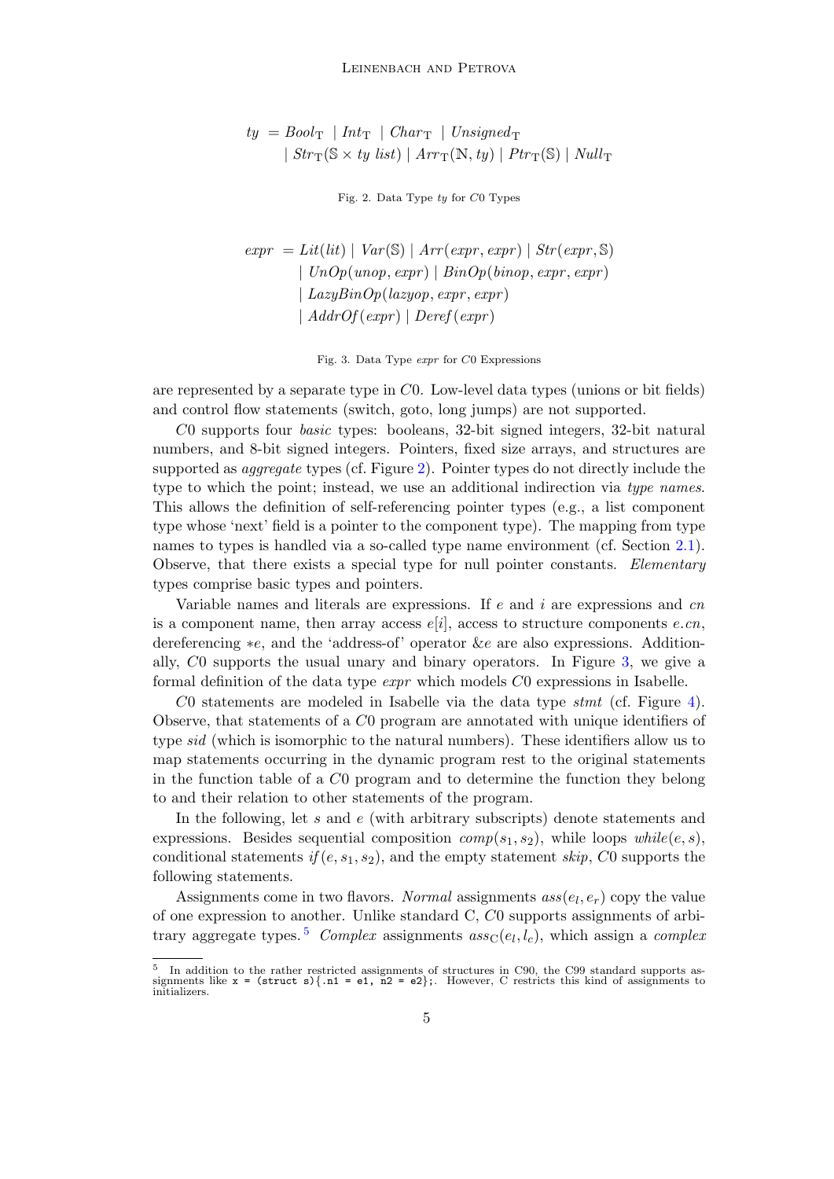$$
\begin{aligned}
ty \;=\;& Bool_{\mathrm{T}} \;\mid Int_{\mathrm{T}} \;\mid Char_{\mathrm{T}} \;\mid Unsigned_{\mathrm{T}} \\
&\mid Str_{\mathrm{T}}(\mathbb{S} \times ty\ list) \mid Arr_{\mathrm{T}}(\mathbb{N}, ty) \mid Ptr_{\mathrm{T}}(\mathbb{S}) \mid Null_{\mathrm{T}}
\end{aligned}
$$

Fig. 2. Data Type *ty* for *C*0 Types

$$
\begin{aligned}
expr \;=\;& Lit(lit) \mid Var(\mathbb{S}) \mid Arr(expr, expr) \mid Str(expr, \mathbb{S}) \\
&\mid UnOp(unop, expr) \mid BinOp(binop, expr, expr) \\
&\mid LazyBinOp(lazyop, expr, expr) \\
&\mid AddrOf(expr) \mid Deref(expr)
\end{aligned}
$$

Fig. 3. Data Type *expr* for *C*0 Expressions

are represented by a separate type in *C*0. Low-level data types (unions or bit fields) and control flow statements (switch, goto, long jumps) are not supported.

*C*0 supports four *basic* types: booleans, 32-bit signed integers, 32-bit natural numbers, and 8-bit signed integers. Pointers, fixed size arrays, and structures are supported as *aggregate* types (cf. Figure 2). Pointer types do not directly include the type to which the point; instead, we use an additional indirection via *type names*. This allows the definition of self-referencing pointer types (e.g., a list component type whose 'next' field is a pointer to the component type). The mapping from type names to types is handled via a so-called type name environment (cf. Section 2.1). Observe, that there exists a special type for null pointer constants. *Elementary* types comprise basic types and pointers.

Variable names and literals are expressions. If $e$ and $i$ are expressions and $cn$ is a component name, then array access $e[i]$, access to structure components $e.cn$, dereferencing $*e$, and the 'address-of' operator $\&e$ are also expressions. Additionally, *C*0 supports the usual unary and binary operators. In Figure 3, we give a formal definition of the data type *expr* which models *C*0 expressions in Isabelle.

*C*0 statements are modeled in Isabelle via the data type *stmt* (cf. Figure 4). Observe, that statements of a *C*0 program are annotated with unique identifiers of type *sid* (which is isomorphic to the natural numbers). These identifiers allow us to map statements occurring in the dynamic program rest to the original statements in the function table of a *C*0 program and to determine the function they belong to and their relation to other statements of the program.

In the following, let $s$ and $e$ (with arbitrary subscripts) denote statements and expressions. Besides sequential composition $comp(s_1, s_2)$, while loops $while(e, s)$, conditional statements $if(e, s_1, s_2)$, and the empty statement $skip$, *C*0 supports the following statements.

Assignments come in two flavors. *Normal* assignments $ass(e_l, e_r)$ copy the value of one expression to another. Unlike standard C, *C*0 supports assignments of arbitrary aggregate types.[5] *Complex* assignments $ass_{\mathrm{C}}(e_l, l_c)$, which assign a *complex*

[5] In addition to the rather restricted assignments of structures in C90, the C99 standard supports assignments like `x = (struct s){.n1 = e1, n2 = e2};`. However, C restricts this kind of assignments to initializers.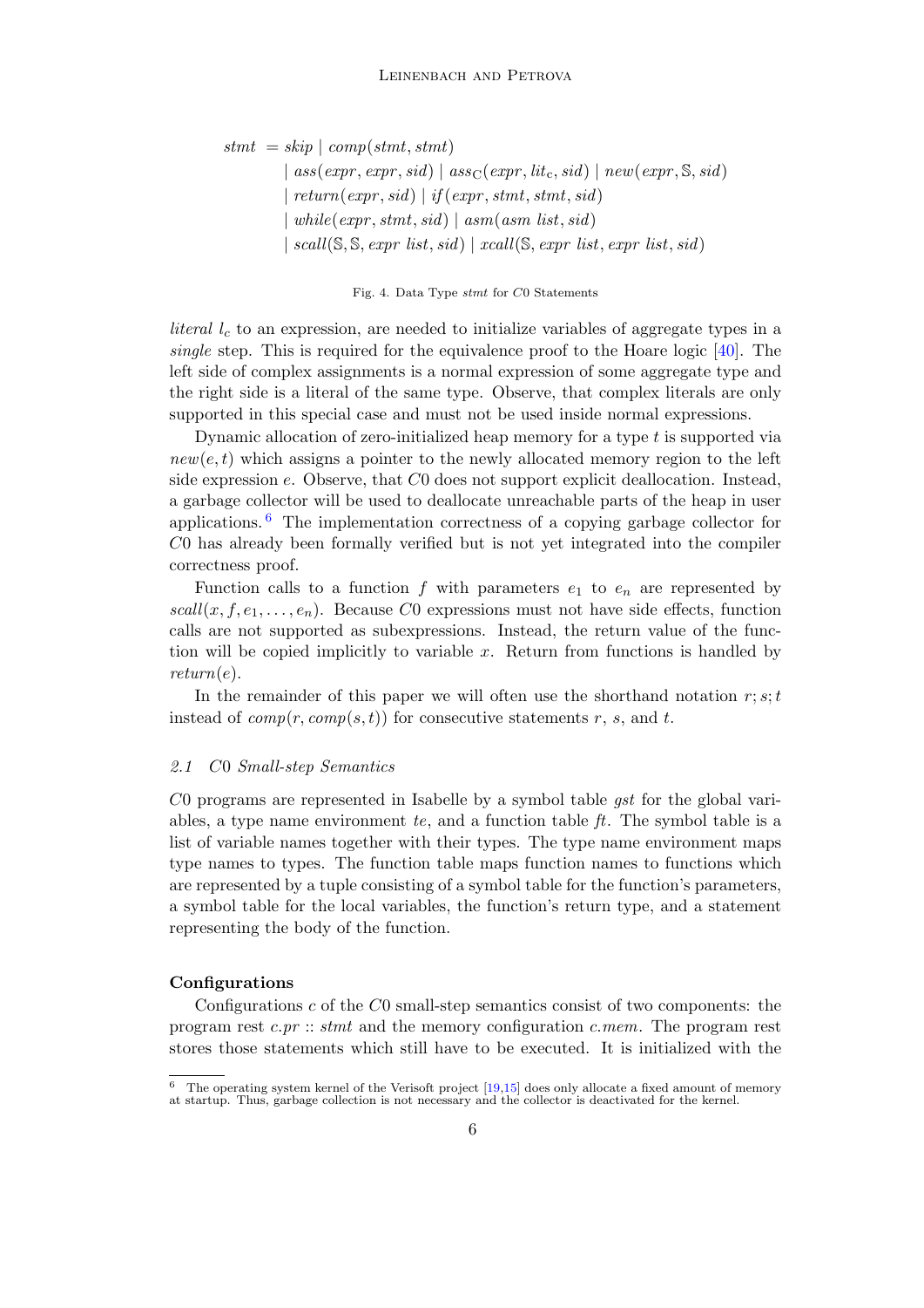$$
\begin{aligned}
stmt \;=\;& skip \mid comp(stmt, stmt) \\
&\mid ass(expr, expr, sid) \mid ass_C(expr, lit_c, sid) \mid new(expr, \mathbb{S}, sid) \\
&\mid return(expr, sid) \mid if(expr, stmt, stmt, sid) \\
&\mid while(expr, stmt, sid) \mid asm(asm\ list, sid) \\
&\mid scall(\mathbb{S}, \mathbb{S}, expr\ list, sid) \mid xcall(\mathbb{S}, expr\ list, expr\ list, sid)
\end{aligned}
$$

Fig. 4. Data Type *stmt* for $C0$ Statements

*literal* $l_c$ to an expression, are needed to initialize variables of aggregate types in a *single* step. This is required for the equivalence proof to the Hoare logic [40]. The left side of complex assignments is a normal expression of some aggregate type and the right side is a literal of the same type. Observe, that complex literals are only supported in this special case and must not be used inside normal expressions.

Dynamic allocation of zero-initialized heap memory for a type $t$ is supported via $new(e, t)$ which assigns a pointer to the newly allocated memory region to the left side expression $e$. Observe, that $C0$ does not support explicit deallocation. Instead, a garbage collector will be used to deallocate unreachable parts of the heap in user applications.[6] The implementation correctness of a copying garbage collector for $C0$ has already been formally verified but is not yet integrated into the compiler correctness proof.

Function calls to a function $f$ with parameters $e_1$ to $e_n$ are represented by $scall(x, f, e_1, \ldots, e_n)$. Because $C0$ expressions must not have side effects, function calls are not supported as subexpressions. Instead, the return value of the function will be copied implicitly to variable $x$. Return from functions is handled by $return(e)$.

In the remainder of this paper we will often use the shorthand notation $r; s; t$ instead of $comp(r, comp(s, t))$ for consecutive statements $r$, $s$, and $t$.

### 2.1 $C0$ Small-step Semantics

$C0$ programs are represented in Isabelle by a symbol table *gst* for the global variables, a type name environment *te*, and a function table *ft*. The symbol table is a list of variable names together with their types. The type name environment maps type names to types. The function table maps function names to functions which are represented by a tuple consisting of a symbol table for the function's parameters, a symbol table for the local variables, the function's return type, and a statement representing the body of the function.

**Configurations**

Configurations $c$ of the $C0$ small-step semantics consist of two components: the program rest $c.pr$ :: *stmt* and the memory configuration $c.mem$. The program rest stores those statements which still have to be executed. It is initialized with the

[6] The operating system kernel of the Verisoft project [19,15] does only allocate a fixed amount of memory at startup. Thus, garbage collection is not necessary and the collector is deactivated for the kernel.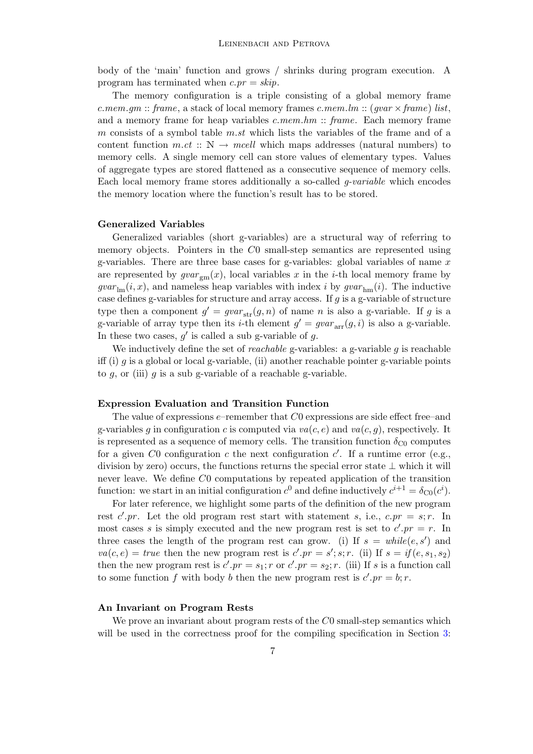body of the 'main' function and grows / shrinks during program execution. A program has terminated when $c.pr = skip$.

The memory configuration is a triple consisting of a global memory frame $c.mem.gm :: frame$, a stack of local memory frames $c.mem.lm :: (gvar \times frame)\ list$, and a memory frame for heap variables $c.mem.hm :: frame$. Each memory frame $m$ consists of a symbol table $m.st$ which lists the variables of the frame and of a content function $m.ct :: \mathbb{N} \rightarrow mcell$ which maps addresses (natural numbers) to memory cells. A single memory cell can store values of elementary types. Values of aggregate types are stored flattened as a consecutive sequence of memory cells. Each local memory frame stores additionally a so-called *g-variable* which encodes the memory location where the function's result has to be stored.

### Generalized Variables

Generalized variables (short g-variables) are a structural way of referring to memory objects. Pointers in the $C0$ small-step semantics are represented using g-variables. There are three base cases for g-variables: global variables of name $x$ are represented by $gvar_{\mathrm{gm}}(x)$, local variables $x$ in the $i$-th local memory frame by $gvar_{\mathrm{lm}}(i, x)$, and nameless heap variables with index $i$ by $gvar_{\mathrm{hm}}(i)$. The inductive case defines g-variables for structure and array access. If $g$ is a g-variable of structure type then a component $g' = gvar_{\mathrm{str}}(g, n)$ of name $n$ is also a g-variable. If $g$ is a g-variable of array type then its $i$-th element $g' = gvar_{\mathrm{arr}}(g, i)$ is also a g-variable. In these two cases, $g'$ is called a sub g-variable of $g$.

We inductively define the set of *reachable* g-variables: a g-variable $g$ is reachable iff (i) $g$ is a global or local g-variable, (ii) another reachable pointer g-variable points to $g$, or (iii) $g$ is a sub g-variable of a reachable g-variable.

### Expression Evaluation and Transition Function

The value of expressions $e$–remember that $C0$ expressions are side effect free–and g-variables $g$ in configuration $c$ is computed via $va(c, e)$ and $va(c, g)$, respectively. It is represented as a sequence of memory cells. The transition function $\delta_{\mathrm{C0}}$ computes for a given $C0$ configuration $c$ the next configuration $c'$. If a runtime error (e.g., division by zero) occurs, the functions returns the special error state $\perp$ which it will never leave. We define $C0$ computations by repeated application of the transition function: we start in an initial configuration $c^0$ and define inductively $c^{i+1} = \delta_{\mathrm{C0}}(c^i)$.

For later reference, we highlight some parts of the definition of the new program rest $c'.pr$. Let the old program rest start with statement $s$, i.e., $c.pr = s; r$. In most cases $s$ is simply executed and the new program rest is set to $c'.pr = r$. In three cases the length of the program rest can grow. (i) If $s = while(e, s')$ and $va(c, e) = true$ then the new program rest is $c'.pr = s'; s; r$. (ii) If $s = if(e, s_1, s_2)$ then the new program rest is $c'.pr = s_1; r$ or $c'.pr = s_2; r$. (iii) If $s$ is a function call to some function $f$ with body $b$ then the new program rest is $c'.pr = b; r$.

### An Invariant on Program Rests

We prove an invariant about program rests of the $C0$ small-step semantics which will be used in the correctness proof for the compiling specification in Section 3: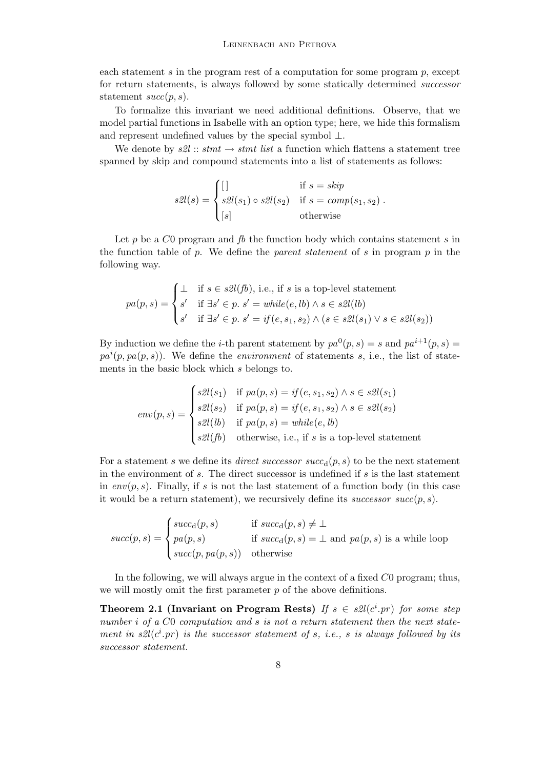each statement $s$ in the program rest of a computation for some program $p$, except for return statements, is always followed by some statically determined *successor* statement $succ(p, s)$.

To formalize this invariant we need additional definitions. Observe, that we model partial functions in Isabelle with an option type; here, we hide this formalism and represent undefined values by the special symbol $\perp$.

We denote by $s2l :: stmt \rightarrow stmt\ list$ a function which flattens a statement tree spanned by skip and compound statements into a list of statements as follows:

$$s2l(s) = \begin{cases} [\,] & \text{if } s = skip \\ s2l(s_1) \circ s2l(s_2) & \text{if } s = comp(s_1, s_2) \\ [s] & \text{otherwise} \end{cases} .$$

Let $p$ be a $C0$ program and $fb$ the function body which contains statement $s$ in the function table of $p$. We define the *parent statement* of $s$ in program $p$ in the following way.

$$pa(p, s) = \begin{cases} \perp & \text{if } s \in s2l(fb) \text{, i.e., if } s \text{ is a top-level statement} \\ s' & \text{if } \exists s' \in p.\ s' = while(e, lb) \wedge s \in s2l(lb) \\ s' & \text{if } \exists s' \in p.\ s' = if(e, s_1, s_2) \wedge (s \in s2l(s_1) \vee s \in s2l(s_2)) \end{cases}$$

By induction we define the $i$-th parent statement by $pa^0(p, s) = s$ and $pa^{i+1}(p, s) = pa^i(p, pa(p, s))$. We define the *environment* of statements $s$, i.e., the list of statements in the basic block which $s$ belongs to.

$$env(p, s) = \begin{cases} s2l(s_1) & \text{if } pa(p, s) = if(e, s_1, s_2) \wedge s \in s2l(s_1) \\ s2l(s_2) & \text{if } pa(p, s) = if(e, s_1, s_2) \wedge s \in s2l(s_2) \\ s2l(lb) & \text{if } pa(p, s) = while(e, lb) \\ s2l(fb) & \text{otherwise, i.e., if } s \text{ is a top-level statement} \end{cases}$$

For a statement $s$ we define its *direct successor* $succ_d(p, s)$ to be the next statement in the environment of $s$. The direct successor is undefined if $s$ is the last statement in $env(p, s)$. Finally, if $s$ is not the last statement of a function body (in this case it would be a return statement), we recursively define its *successor* $succ(p, s)$.

$$succ(p, s) = \begin{cases} succ_d(p, s) & \text{if } succ_d(p, s) \neq \perp \\ pa(p, s) & \text{if } succ_d(p, s) = \perp \text{ and } pa(p, s) \text{ is a while loop} \\ succ(p, pa(p, s)) & \text{otherwise} \end{cases}$$

In the following, we will always argue in the context of a fixed $C0$ program; thus, we will mostly omit the first parameter $p$ of the above definitions.

**Theorem 2.1 (Invariant on Program Rests)** *If $s \in s2l(c^i.pr)$ for some step number $i$ of a $C0$ computation and $s$ is not a return statement then the next statement in $s2l(c^i.pr)$ is the successor statement of $s$, i.e., $s$ is always followed by its successor statement.*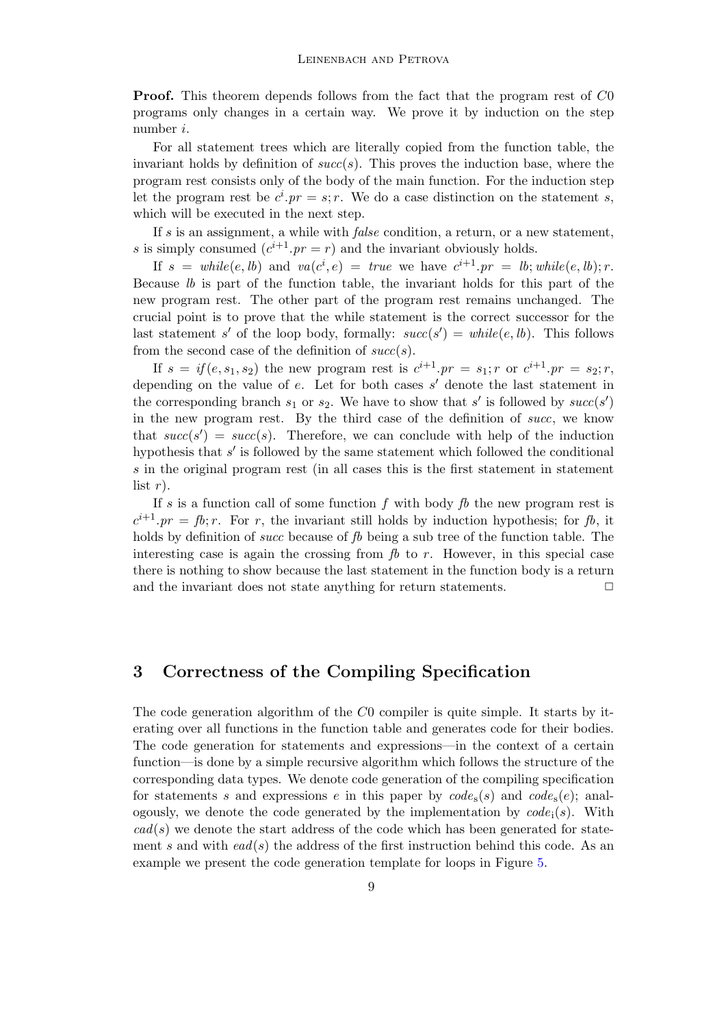**Proof.** This theorem depends follows from the fact that the program rest of $C0$ programs only changes in a certain way. We prove it by induction on the step number $i$.

For all statement trees which are literally copied from the function table, the invariant holds by definition of $succ(s)$. This proves the induction base, where the program rest consists only of the body of the main function. For the induction step let the program rest be $c^i.pr = s; r$. We do a case distinction on the statement $s$, which will be executed in the next step.

If $s$ is an assignment, a while with *false* condition, a return, or a new statement, $s$ is simply consumed ($c^{i+1}.pr = r$) and the invariant obviously holds.

If $s = while(e, lb)$ and $va(c^i, e) = true$ we have $c^{i+1}.pr = lb; while(e, lb); r$. Because $lb$ is part of the function table, the invariant holds for this part of the new program rest. The other part of the program rest remains unchanged. The crucial point is to prove that the while statement is the correct successor for the last statement $s'$ of the loop body, formally: $succ(s') = while(e, lb)$. This follows from the second case of the definition of $succ(s)$.

If $s = if(e, s_1, s_2)$ the new program rest is $c^{i+1}.pr = s_1; r$ or $c^{i+1}.pr = s_2; r$, depending on the value of $e$. Let for both cases $s'$ denote the last statement in the corresponding branch $s_1$ or $s_2$. We have to show that $s'$ is followed by $succ(s')$ in the new program rest. By the third case of the definition of *succ*, we know that $succ(s') = succ(s)$. Therefore, we can conclude with help of the induction hypothesis that $s'$ is followed by the same statement which followed the conditional $s$ in the original program rest (in all cases this is the first statement in statement list $r$).

If $s$ is a function call of some function $f$ with body $fb$ the new program rest is $c^{i+1}.pr = fb; r$. For $r$, the invariant still holds by induction hypothesis; for $fb$, it holds by definition of *succ* because of $fb$ being a sub tree of the function table. The interesting case is again the crossing from $fb$ to $r$. However, in this special case there is nothing to show because the last statement in the function body is a return and the invariant does not state anything for return statements. □

## 3 Correctness of the Compiling Specification

The code generation algorithm of the $C0$ compiler is quite simple. It starts by iterating over all functions in the function table and generates code for their bodies. The code generation for statements and expressions—in the context of a certain function—is done by a simple recursive algorithm which follows the structure of the corresponding data types. We denote code generation of the compiling specification for statements $s$ and expressions $e$ in this paper by $code_{\mathrm{s}}(s)$ and $code_{\mathrm{s}}(e)$; analogously, we denote the code generated by the implementation by $code_{\mathrm{i}}(s)$. With $cad(s)$ we denote the start address of the code which has been generated for statement $s$ and with $ead(s)$ the address of the first instruction behind this code. As an example we present the code generation template for loops in Figure 5.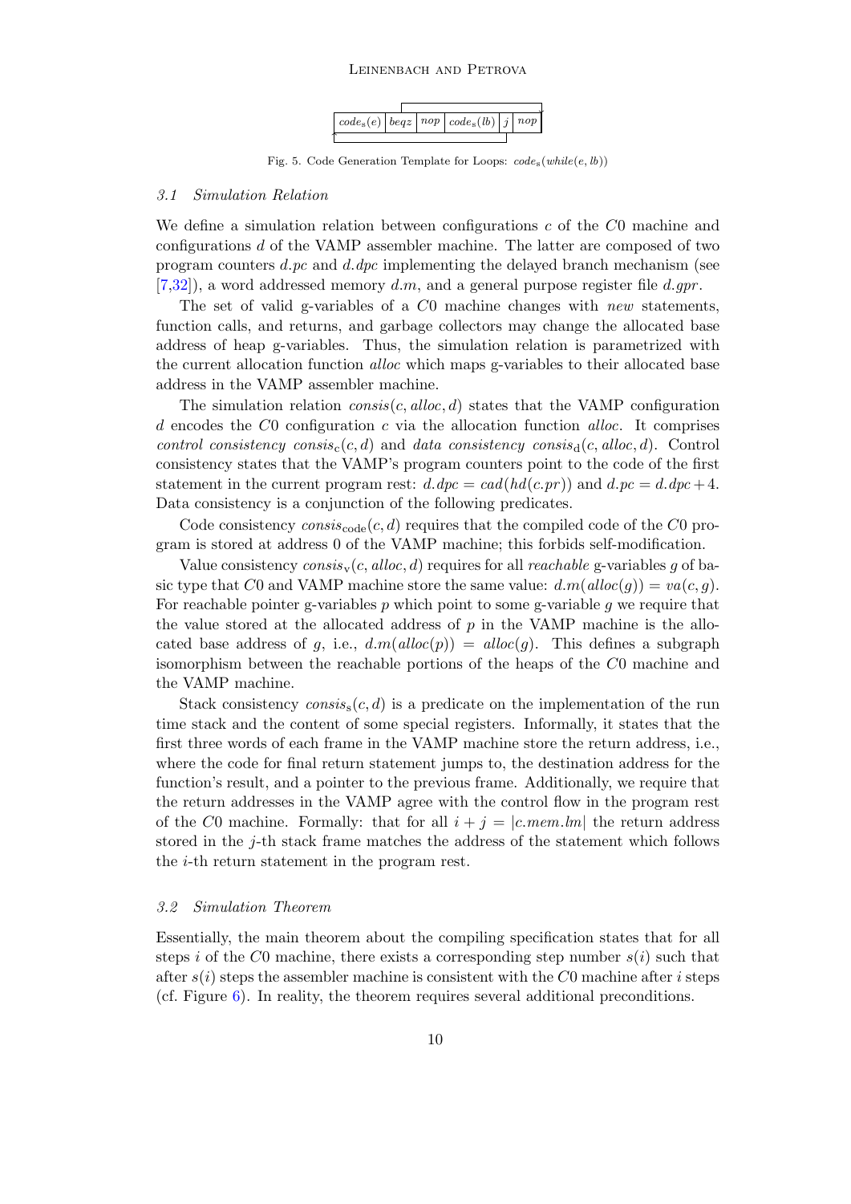| $code_s(e)$ | $beqz$ | $nop$ | $code_s(lb)$ | $j$ | $nop$ |
|---|---|---|---|---|---|

Fig. 5. Code Generation Template for Loops: $code_s(while(e, lb))$

### 3.1 Simulation Relation

We define a simulation relation between configurations $c$ of the $C0$ machine and configurations $d$ of the VAMP assembler machine. The latter are composed of two program counters $d.pc$ and $d.dpc$ implementing the delayed branch mechanism (see [7,32]), a word addressed memory $d.m$, and a general purpose register file $d.gpr$.

The set of valid g-variables of a $C0$ machine changes with *new* statements, function calls, and returns, and garbage collectors may change the allocated base address of heap g-variables. Thus, the simulation relation is parametrized with the current allocation function *alloc* which maps g-variables to their allocated base address in the VAMP assembler machine.

The simulation relation $consis(c, alloc, d)$ states that the VAMP configuration $d$ encodes the $C0$ configuration $c$ via the allocation function *alloc*. It comprises *control consistency* $consis_c(c, d)$ and *data consistency* $consis_d(c, alloc, d)$. Control consistency states that the VAMP's program counters point to the code of the first statement in the current program rest: $d.dpc = cad(hd(c.pr))$ and $d.pc = d.dpc + 4$. Data consistency is a conjunction of the following predicates.

Code consistency $consis_{code}(c, d)$ requires that the compiled code of the $C0$ program is stored at address 0 of the VAMP machine; this forbids self-modification.

Value consistency $consis_v(c, alloc, d)$ requires for all *reachable* g-variables $g$ of basic type that $C0$ and VAMP machine store the same value: $d.m(alloc(g)) = va(c, g)$. For reachable pointer g-variables $p$ which point to some g-variable $g$ we require that the value stored at the allocated address of $p$ in the VAMP machine is the allocated base address of $g$, i.e., $d.m(alloc(p)) = alloc(g)$. This defines a subgraph isomorphism between the reachable portions of the heaps of the $C0$ machine and the VAMP machine.

Stack consistency $consis_s(c, d)$ is a predicate on the implementation of the run time stack and the content of some special registers. Informally, it states that the first three words of each frame in the VAMP machine store the return address, i.e., where the code for final return statement jumps to, the destination address for the function's result, and a pointer to the previous frame. Additionally, we require that the return addresses in the VAMP agree with the control flow in the program rest of the $C0$ machine. Formally: that for all $i + j = |c.mem.lm|$ the return address stored in the $j$-th stack frame matches the address of the statement which follows the $i$-th return statement in the program rest.

### 3.2 Simulation Theorem

Essentially, the main theorem about the compiling specification states that for all steps $i$ of the $C0$ machine, there exists a corresponding step number $s(i)$ such that after $s(i)$ steps the assembler machine is consistent with the $C0$ machine after $i$ steps (cf. Figure 6). In reality, the theorem requires several additional preconditions.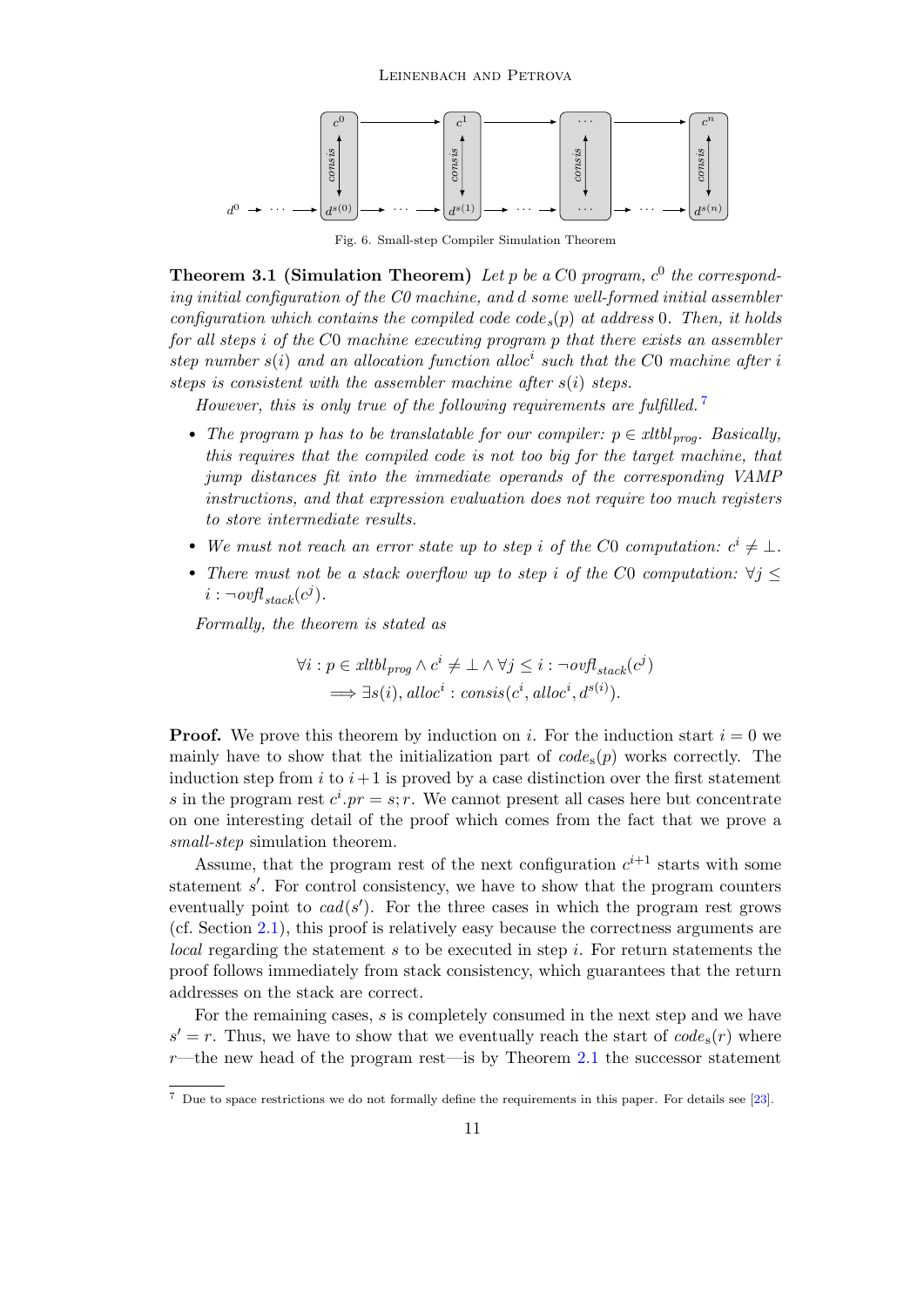Fig. 6. Small-step Compiler Simulation Theorem

**Theorem 3.1 (Simulation Theorem)** *Let $p$ be a C0 program, $c^0$ the corresponding initial configuration of the C0 machine, and $d$ some well-formed initial assembler configuration which contains the compiled code $code_s(p)$ at address 0. Then, it holds for all steps $i$ of the C0 machine executing program $p$ that there exists an assembler step number $s(i)$ and an allocation function $alloc^i$ such that the C0 machine after $i$ steps is consistent with the assembler machine after $s(i)$ steps.*

*However, this is only true of the following requirements are fulfilled.* [7]

- *The program $p$ has to be translatable for our compiler: $p \in xltbl_{prog}$. Basically, this requires that the compiled code is not too big for the target machine, that jump distances fit into the immediate operands of the corresponding VAMP instructions, and that expression evaluation does not require too much registers to store intermediate results.*
- *We must not reach an error state up to step $i$ of the C0 computation: $c^i \neq \bot$.*
- *There must not be a stack overflow up to step $i$ of the C0 computation: $\forall j \leq i : \neg ovfl_{stack}(c^j)$.*

*Formally, the theorem is stated as*

$$\forall i : p \in xltbl_{prog} \wedge c^i \neq \bot \wedge \forall j \leq i : \neg ovfl_{stack}(c^j)$$
$$\Longrightarrow \exists s(i), alloc^i : consis(c^i, alloc^i, d^{s(i)}).$$

**Proof.** We prove this theorem by induction on $i$. For the induction start $i = 0$ we mainly have to show that the initialization part of $code_s(p)$ works correctly. The induction step from $i$ to $i+1$ is proved by a case distinction over the first statement $s$ in the program rest $c^i.pr = s; r$. We cannot present all cases here but concentrate on one interesting detail of the proof which comes from the fact that we prove a *small-step* simulation theorem.

Assume, that the program rest of the next configuration $c^{i+1}$ starts with some statement $s'$. For control consistency, we have to show that the program counters eventually point to $cad(s')$. For the three cases in which the program rest grows (cf. Section 2.1), this proof is relatively easy because the correctness arguments are *local* regarding the statement $s$ to be executed in step $i$. For return statements the proof follows immediately from stack consistency, which guarantees that the return addresses on the stack are correct.

For the remaining cases, $s$ is completely consumed in the next step and we have $s' = r$. Thus, we have to show that we eventually reach the start of $code_s(r)$ where $r$—the new head of the program rest—is by Theorem 2.1 the successor statement

[7] Due to space restrictions we do not formally define the requirements in this paper. For details see [23].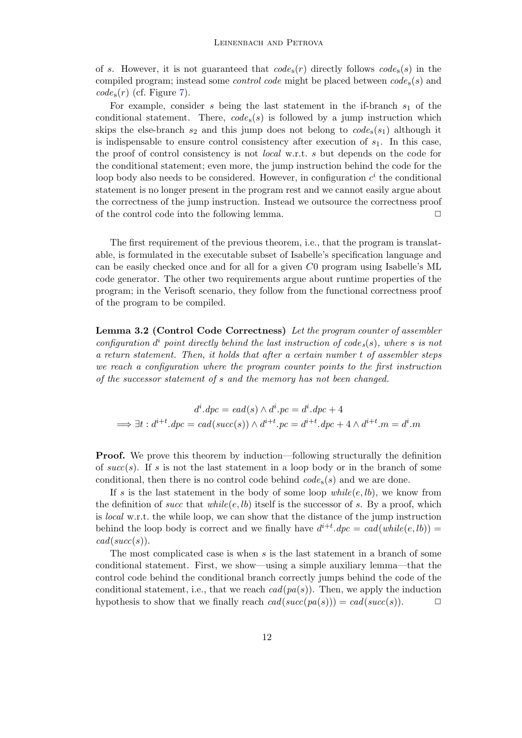of $s$. However, it is not guaranteed that $code_s(r)$ directly follows $code_s(s)$ in the compiled program; instead some *control code* might be placed between $code_s(s)$ and $code_s(r)$ (cf. Figure 7).

For example, consider $s$ being the last statement in the if-branch $s_1$ of the conditional statement. There, $code_s(s)$ is followed by a jump instruction which skips the else-branch $s_2$ and this jump does not belong to $code_s(s_1)$ although it is indispensable to ensure control consistency after execution of $s_1$. In this case, the proof of control consistency is not *local* w.r.t. $s$ but depends on the code for the conditional statement; even more, the jump instruction behind the code for the loop body also needs to be considered. However, in configuration $c^i$ the conditional statement is no longer present in the program rest and we cannot easily argue about the correctness of the jump instruction. Instead we outsource the correctness proof of the control code into the following lemma. $\Box$

The first requirement of the previous theorem, i.e., that the program is translatable, is formulated in the executable subset of Isabelle's specification language and can be easily checked once and for all for a given $C0$ program using Isabelle's ML code generator. The other two requirements argue about runtime properties of the program; in the Verisoft scenario, they follow from the functional correctness proof of the program to be compiled.

**Lemma 3.2 (Control Code Correctness)** *Let the program counter of assembler configuration $d^i$ point directly behind the last instruction of $code_s(s)$, where $s$ is not a return statement. Then, it holds that after a certain number $t$ of assembler steps we reach a configuration where the program counter points to the first instruction of the successor statement of $s$ and the memory has not been changed.*

$$
\begin{aligned}
&d^i.dpc = ead(s) \wedge d^i.pc = d^i.dpc + 4 \\
\Longrightarrow\ &\exists t : d^{i+t}.dpc = cad(succ(s)) \wedge d^{i+t}.pc = d^{i+t}.dpc + 4 \wedge d^{i+t}.m = d^i.m
\end{aligned}
$$

**Proof.** We prove this theorem by induction—following structurally the definition of $succ(s)$. If $s$ is not the last statement in a loop body or in the branch of some conditional, then there is no control code behind $code_s(s)$ and we are done.

If $s$ is the last statement in the body of some loop $while(e, lb)$, we know from the definition of $succ$ that $while(e, lb)$ itself is the successor of $s$. By a proof, which is *local* w.r.t. the while loop, we can show that the distance of the jump instruction behind the loop body is correct and we finally have $d^{i+t}.dpc = cad(while(e, lb)) = cad(succ(s))$.

The most complicated case is when $s$ is the last statement in a branch of some conditional statement. First, we show—using a simple auxiliary lemma—that the control code behind the conditional branch correctly jumps behind the code of the conditional statement, i.e., that we reach $cad(pa(s))$. Then, we apply the induction hypothesis to show that we finally reach $cad(succ(pa(s))) = cad(succ(s))$. $\Box$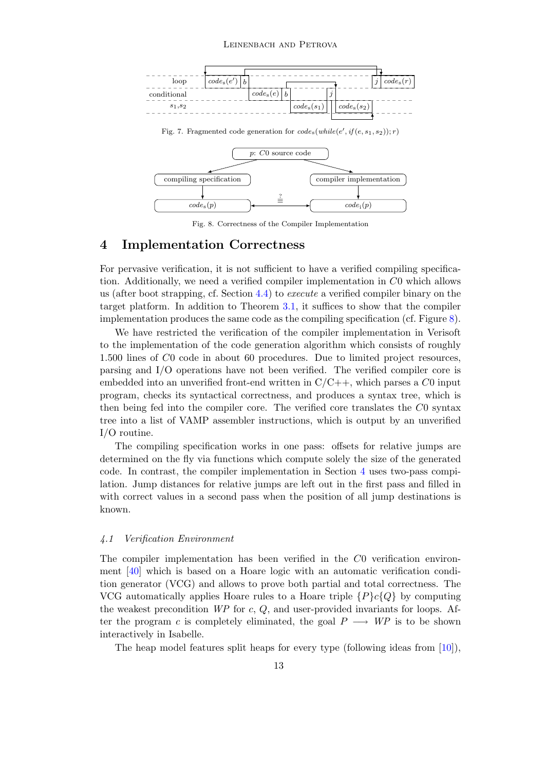Fig. 7. Fragmented code generation for $code_s(while(e', if(e, s_1, s_2)); r)$

Fig. 8. Correctness of the Compiler Implementation

# 4 Implementation Correctness

For pervasive verification, it is not sufficient to have a verified compiling specification. Additionally, we need a verified compiler implementation in $C0$ which allows us (after boot strapping, cf. Section 4.4) to *execute* a verified compiler binary on the target platform. In addition to Theorem 3.1, it suffices to show that the compiler implementation produces the same code as the compiling specification (cf. Figure 8).

We have restricted the verification of the compiler implementation in Verisoft to the implementation of the code generation algorithm which consists of roughly 1.500 lines of $C0$ code in about 60 procedures. Due to limited project resources, parsing and I/O operations have not been verified. The verified compiler core is embedded into an unverified front-end written in C/C++, which parses a $C0$ input program, checks its syntactical correctness, and produces a syntax tree, which is then being fed into the compiler core. The verified core translates the $C0$ syntax tree into a list of VAMP assembler instructions, which is output by an unverified I/O routine.

The compiling specification works in one pass: offsets for relative jumps are determined on the fly via functions which compute solely the size of the generated code. In contrast, the compiler implementation in Section 4 uses two-pass compilation. Jump distances for relative jumps are left out in the first pass and filled in with correct values in a second pass when the position of all jump destinations is known.

### *4.1 Verification Environment*

The compiler implementation has been verified in the $C0$ verification environment [40] which is based on a Hoare logic with an automatic verification condition generator (VCG) and allows to prove both partial and total correctness. The VCG automatically applies Hoare rules to a Hoare triple $\{P\}c\{Q\}$ by computing the weakest precondition $WP$ for $c$, $Q$, and user-provided invariants for loops. After the program $c$ is completely eliminated, the goal $P \longrightarrow WP$ is to be shown interactively in Isabelle.

The heap model features split heaps for every type (following ideas from [10]),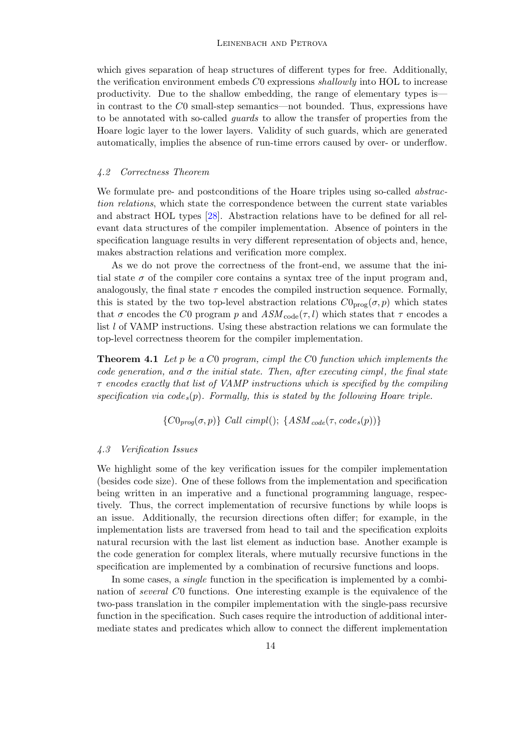which gives separation of heap structures of different types for free. Additionally, the verification environment embeds $C0$ expressions *shallowly* into HOL to increase productivity. Due to the shallow embedding, the range of elementary types is—in contrast to the $C0$ small-step semantics—not bounded. Thus, expressions have to be annotated with so-called *guards* to allow the transfer of properties from the Hoare logic layer to the lower layers. Validity of such guards, which are generated automatically, implies the absence of run-time errors caused by over- or underflow.

### *4.2 Correctness Theorem*

We formulate pre- and postconditions of the Hoare triples using so-called *abstraction relations*, which state the correspondence between the current state variables and abstract HOL types [28]. Abstraction relations have to be defined for all relevant data structures of the compiler implementation. Absence of pointers in the specification language results in very different representation of objects and, hence, makes abstraction relations and verification more complex.

As we do not prove the correctness of the front-end, we assume that the initial state $\sigma$ of the compiler core contains a syntax tree of the input program and, analogously, the final state $\tau$ encodes the compiled instruction sequence. Formally, this is stated by the two top-level abstraction relations $C0_{\text{prog}}(\sigma, p)$ which states that $\sigma$ encodes the $C0$ program $p$ and $ASM_{\text{code}}(\tau, l)$ which states that $\tau$ encodes a list $l$ of VAMP instructions. Using these abstraction relations we can formulate the top-level correctness theorem for the compiler implementation.

**Theorem 4.1** *Let $p$ be a $C0$ program, cimpl the $C0$ function which implements the code generation, and $\sigma$ the initial state. Then, after executing cimpl, the final state $\tau$ encodes exactly that list of VAMP instructions which is specified by the compiling specification via $code_s(p)$. Formally, this is stated by the following Hoare triple.*

$$\{C0_{prog}(\sigma, p)\} \textit{ Call cimpl}(); \; \{ASM_{code}(\tau, code_s(p))\}$$

### *4.3 Verification Issues*

We highlight some of the key verification issues for the compiler implementation (besides code size). One of these follows from the implementation and specification being written in an imperative and a functional programming language, respectively. Thus, the correct implementation of recursive functions by while loops is an issue. Additionally, the recursion directions often differ; for example, in the implementation lists are traversed from head to tail and the specification exploits natural recursion with the last list element as induction base. Another example is the code generation for complex literals, where mutually recursive functions in the specification are implemented by a combination of recursive functions and loops.

In some cases, a *single* function in the specification is implemented by a combination of *several* $C0$ functions. One interesting example is the equivalence of the two-pass translation in the compiler implementation with the single-pass recursive function in the specification. Such cases require the introduction of additional intermediate states and predicates which allow to connect the different implementation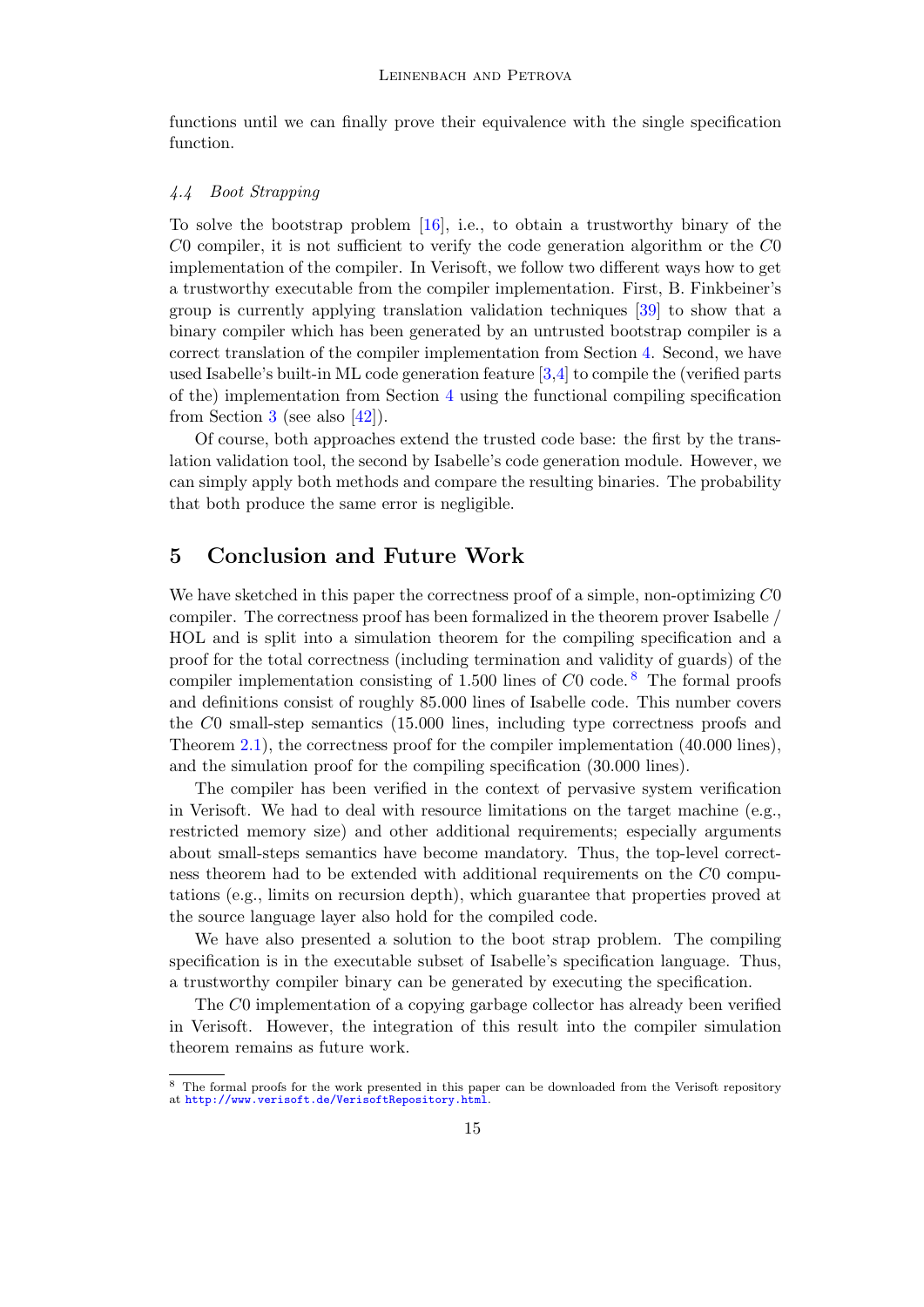functions until we can finally prove their equivalence with the single specification function.

### 4.4 Boot Strapping

To solve the bootstrap problem [16], i.e., to obtain a trustworthy binary of the $C0$ compiler, it is not sufficient to verify the code generation algorithm or the $C0$ implementation of the compiler. In Verisoft, we follow two different ways how to get a trustworthy executable from the compiler implementation. First, B. Finkbeiner's group is currently applying translation validation techniques [39] to show that a binary compiler which has been generated by an untrusted bootstrap compiler is a correct translation of the compiler implementation from Section 4. Second, we have used Isabelle's built-in ML code generation feature [3,4] to compile the (verified parts of the) implementation from Section 4 using the functional compiling specification from Section 3 (see also [42]).

Of course, both approaches extend the trusted code base: the first by the translation validation tool, the second by Isabelle's code generation module. However, we can simply apply both methods and compare the resulting binaries. The probability that both produce the same error is negligible.

## 5 Conclusion and Future Work

We have sketched in this paper the correctness proof of a simple, non-optimizing $C0$ compiler. The correctness proof has been formalized in the theorem prover Isabelle / HOL and is split into a simulation theorem for the compiling specification and a proof for the total correctness (including termination and validity of guards) of the compiler implementation consisting of 1.500 lines of $C0$ code.[8] The formal proofs and definitions consist of roughly 85.000 lines of Isabelle code. This number covers the $C0$ small-step semantics (15.000 lines, including type correctness proofs and Theorem 2.1), the correctness proof for the compiler implementation (40.000 lines), and the simulation proof for the compiling specification (30.000 lines).

The compiler has been verified in the context of pervasive system verification in Verisoft. We had to deal with resource limitations on the target machine (e.g., restricted memory size) and other additional requirements; especially arguments about small-steps semantics have become mandatory. Thus, the top-level correctness theorem had to be extended with additional requirements on the $C0$ computations (e.g., limits on recursion depth), which guarantee that properties proved at the source language layer also hold for the compiled code.

We have also presented a solution to the boot strap problem. The compiling specification is in the executable subset of Isabelle's specification language. Thus, a trustworthy compiler binary can be generated by executing the specification.

The $C0$ implementation of a copying garbage collector has already been verified in Verisoft. However, the integration of this result into the compiler simulation theorem remains as future work.

[8] The formal proofs for the work presented in this paper can be downloaded from the Verisoft repository at http://www.verisoft.de/VerisoftRepository.html.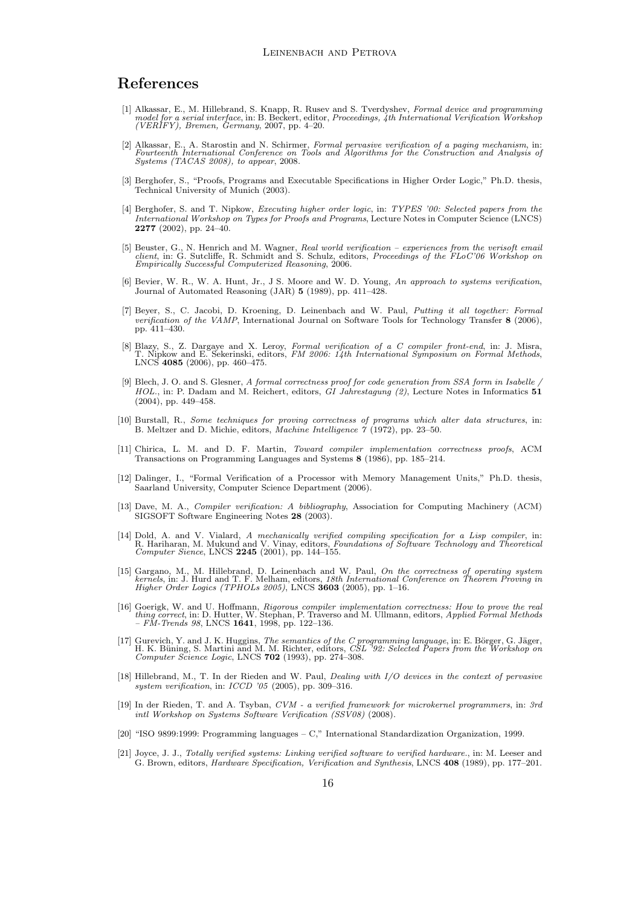# References

[1] Alkassar, E., M. Hillebrand, S. Knapp, R. Rusev and S. Tverdyshev, *Formal device and programming model for a serial interface*, in: B. Beckert, editor, *Proceedings, 4th International Verification Workshop (VERIFY), Bremen, Germany*, 2007, pp. 4–20.

[2] Alkassar, E., A. Starostin and N. Schirmer, *Formal pervasive verification of a paging mechanism*, in: *Fourteenth International Conference on Tools and Algorithms for the Construction and Analysis of Systems (TACAS 2008), to appear*, 2008.

[3] Berghofer, S., "Proofs, Programs and Executable Specifications in Higher Order Logic," Ph.D. thesis, Technical University of Munich (2003).

[4] Berghofer, S. and T. Nipkow, *Executing higher order logic*, in: *TYPES '00: Selected papers from the International Workshop on Types for Proofs and Programs*, Lecture Notes in Computer Science (LNCS) **2277** (2002), pp. 24–40.

[5] Beuster, G., N. Henrich and M. Wagner, *Real world verification – experiences from the verisoft email client*, in: G. Sutcliffe, R. Schmidt and S. Schulz, editors, *Proceedings of the FLoC'06 Workshop on Empirically Successful Computerized Reasoning*, 2006.

[6] Bevier, W. R., W. A. Hunt, Jr., J S. Moore and W. D. Young, *An approach to systems verification*, Journal of Automated Reasoning (JAR) **5** (1989), pp. 411–428.

[7] Beyer, S., C. Jacobi, D. Kroening, D. Leinenbach and W. Paul, *Putting it all together: Formal verification of the VAMP*, International Journal on Software Tools for Technology Transfer **8** (2006), pp. 411–430.

[8] Blazy, S., Z. Dargaye and X. Leroy, *Formal verification of a C compiler front-end*, in: J. Misra, T. Nipkow and E. Sekerinski, editors, *FM 2006: 14th International Symposium on Formal Methods*, LNCS **4085** (2006), pp. 460–475.

[9] Blech, J. O. and S. Glesner, *A formal correctness proof for code generation from SSA form in Isabelle / HOL.*, in: P. Dadam and M. Reichert, editors, *GI Jahrestagung (2)*, Lecture Notes in Informatics **51** (2004), pp. 449–458.

[10] Burstall, R., *Some techniques for proving correctness of programs which alter data structures*, in: B. Meltzer and D. Michie, editors, *Machine Intelligence 7* (1972), pp. 23–50.

[11] Chirica, L. M. and D. F. Martin, *Toward compiler implementation correctness proofs*, ACM Transactions on Programming Languages and Systems **8** (1986), pp. 185–214.

[12] Dalinger, I., "Formal Verification of a Processor with Memory Management Units," Ph.D. thesis, Saarland University, Computer Science Department (2006).

[13] Dave, M. A., *Compiler verification: A bibliography*, Association for Computing Machinery (ACM) SIGSOFT Software Engineering Notes **28** (2003).

[14] Dold, A. and V. Vialard, *A mechanically verified compiling specification for a Lisp compiler*, in: R. Hariharan, M. Mukund and V. Vinay, editors, *Foundations of Software Technology and Theoretical Computer Sience*, LNCS **2245** (2001), pp. 144–155.

[15] Gargano, M., M. Hillebrand, D. Leinenbach and W. Paul, *On the correctness of operating system kernels*, in: J. Hurd and T. F. Melham, editors, *18th International Conference on Theorem Proving in Higher Order Logics (TPHOLs 2005)*, LNCS **3603** (2005), pp. 1–16.

[16] Goerigk, W. and U. Hoffmann, *Rigorous compiler implementation correctness: How to prove the real thing correct*, in: D. Hutter, W. Stephan, P. Traverso and M. Ullmann, editors, *Applied Formal Methods – FM-Trends 98*, LNCS **1641**, 1998, pp. 122–136.

[17] Gurevich, Y. and J. K. Huggins, *The semantics of the C programming language*, in: E. Börger, G. Jäger, H. K. Büning, S. Martini and M. M. Richter, editors, *CSL '92: Selected Papers from the Workshop on Computer Science Logic*, LNCS **702** (1993), pp. 274–308.

[18] Hillebrand, M., T. In der Rieden and W. Paul, *Dealing with I/O devices in the context of pervasive system verification*, in: *ICCD '05* (2005), pp. 309–316.

[19] In der Rieden, T. and A. Tsyban, *CVM - a verified framework for microkernel programmers*, in: *3rd intl Workshop on Systems Software Verification (SSV08)* (2008).

[20] "ISO 9899:1999: Programming languages – C," International Standardization Organization, 1999.

[21] Joyce, J. J., *Totally verified systems: Linking verified software to verified hardware.*, in: M. Leeser and G. Brown, editors, *Hardware Specification, Verification and Synthesis*, LNCS **408** (1989), pp. 177–201.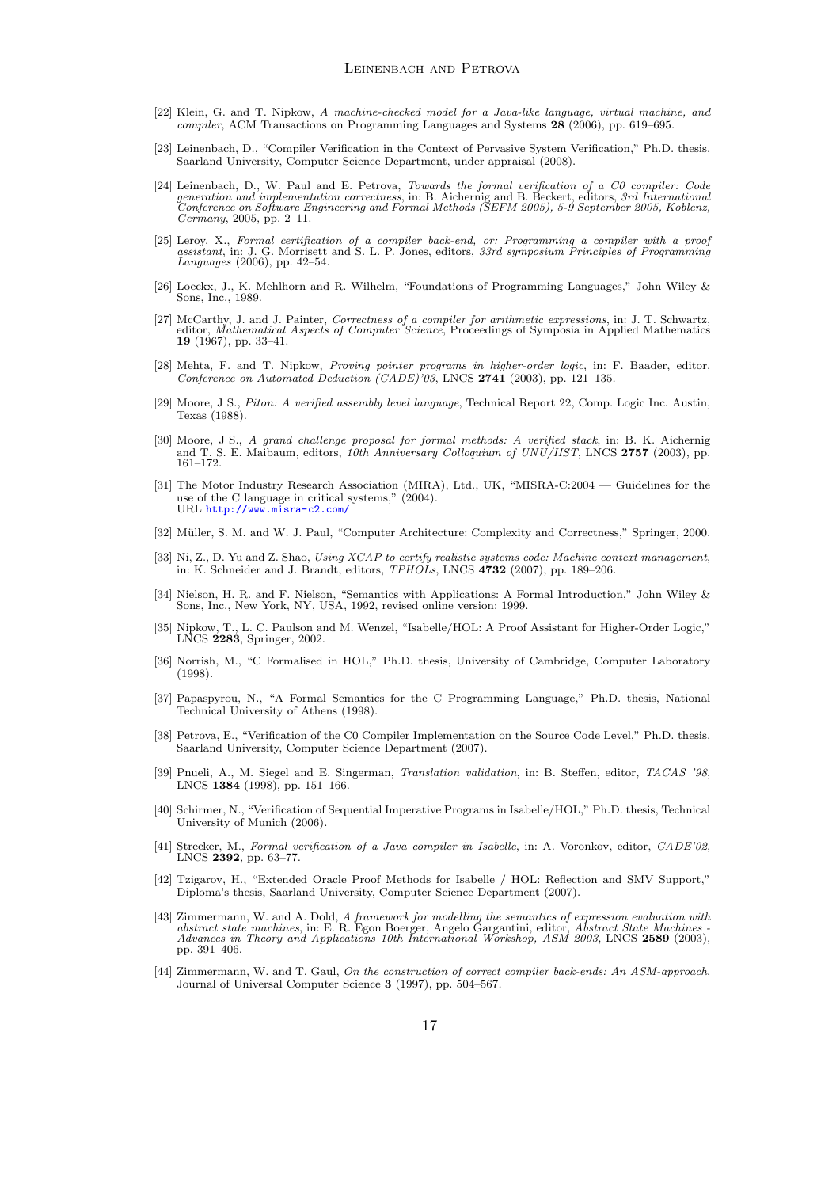[22] Klein, G. and T. Nipkow, *A machine-checked model for a Java-like language, virtual machine, and compiler*, ACM Transactions on Programming Languages and Systems **28** (2006), pp. 619–695.

[23] Leinenbach, D., "Compiler Verification in the Context of Pervasive System Verification," Ph.D. thesis, Saarland University, Computer Science Department, under appraisal (2008).

[24] Leinenbach, D., W. Paul and E. Petrova, *Towards the formal verification of a C0 compiler: Code generation and implementation correctness*, in: B. Aichernig and B. Beckert, editors, *3rd International Conference on Software Engineering and Formal Methods (SEFM 2005), 5-9 September 2005, Koblenz, Germany*, 2005, pp. 2–11.

[25] Leroy, X., *Formal certification of a compiler back-end, or: Programming a compiler with a proof assistant*, in: J. G. Morrisett and S. L. P. Jones, editors, *33rd symposium Principles of Programming Languages* (2006), pp. 42–54.

[26] Loeckx, J., K. Mehlhorn and R. Wilhelm, "Foundations of Programming Languages," John Wiley & Sons, Inc., 1989.

[27] McCarthy, J. and J. Painter, *Correctness of a compiler for arithmetic expressions*, in: J. T. Schwartz, editor, *Mathematical Aspects of Computer Science*, Proceedings of Symposia in Applied Mathematics **19** (1967), pp. 33–41.

[28] Mehta, F. and T. Nipkow, *Proving pointer programs in higher-order logic*, in: F. Baader, editor, *Conference on Automated Deduction (CADE)'03*, LNCS **2741** (2003), pp. 121–135.

[29] Moore, J S., *Piton: A verified assembly level language*, Technical Report 22, Comp. Logic Inc. Austin, Texas (1988).

[30] Moore, J S., *A grand challenge proposal for formal methods: A verified stack*, in: B. K. Aichernig and T. S. E. Maibaum, editors, *10th Anniversary Colloquium of UNU/IIST*, LNCS **2757** (2003), pp. 161–172.

[31] The Motor Industry Research Association (MIRA), Ltd., UK, "MISRA-C:2004 — Guidelines for the use of the C language in critical systems," (2004).
URL http://www.misra-c2.com/

[32] Müller, S. M. and W. J. Paul, "Computer Architecture: Complexity and Correctness," Springer, 2000.

[33] Ni, Z., D. Yu and Z. Shao, *Using XCAP to certify realistic systems code: Machine context management*, in: K. Schneider and J. Brandt, editors, *TPHOLs*, LNCS **4732** (2007), pp. 189–206.

[34] Nielson, H. R. and F. Nielson, "Semantics with Applications: A Formal Introduction," John Wiley & Sons, Inc., New York, NY, USA, 1992, revised online version: 1999.

[35] Nipkow, T., L. C. Paulson and M. Wenzel, "Isabelle/HOL: A Proof Assistant for Higher-Order Logic," LNCS **2283**, Springer, 2002.

[36] Norrish, M., "C Formalised in HOL," Ph.D. thesis, University of Cambridge, Computer Laboratory (1998).

[37] Papaspyrou, N., "A Formal Semantics for the C Programming Language," Ph.D. thesis, National Technical University of Athens (1998).

[38] Petrova, E., "Verification of the C0 Compiler Implementation on the Source Code Level," Ph.D. thesis, Saarland University, Computer Science Department (2007).

[39] Pnueli, A., M. Siegel and E. Singerman, *Translation validation*, in: B. Steffen, editor, *TACAS '98*, LNCS **1384** (1998), pp. 151–166.

[40] Schirmer, N., "Verification of Sequential Imperative Programs in Isabelle/HOL," Ph.D. thesis, Technical University of Munich (2006).

[41] Strecker, M., *Formal verification of a Java compiler in Isabelle*, in: A. Voronkov, editor, *CADE'02*, LNCS **2392**, pp. 63–77.

[42] Tzigarov, H., "Extended Oracle Proof Methods for Isabelle / HOL: Reflection and SMV Support," Diploma's thesis, Saarland University, Computer Science Department (2007).

[43] Zimmermann, W. and A. Dold, *A framework for modelling the semantics of expression evaluation with abstract state machines*, in: E. R. Egon Boerger, Angelo Gargantini, editor, *Abstract State Machines - Advances in Theory and Applications 10th International Workshop, ASM 2003*, LNCS **2589** (2003), pp. 391–406.

[44] Zimmermann, W. and T. Gaul, *On the construction of correct compiler back-ends: An ASM-approach*, Journal of Universal Computer Science **3** (1997), pp. 504–567.